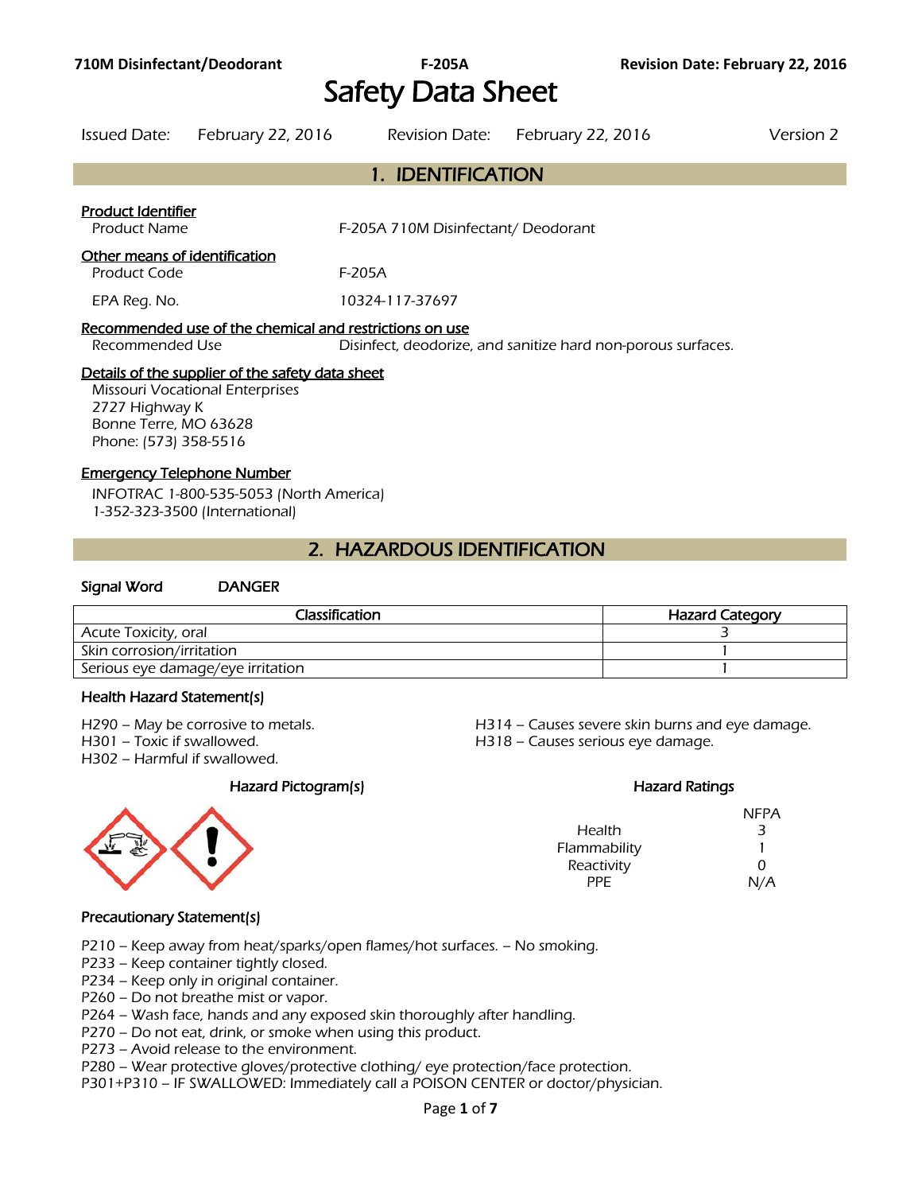# Safety Data Sheet

Issued Date: February 22, 2016 Revision Date: February 22, 2016 Version 2

## 1. IDENTIFICATION

**Product Identifier**

Product Name F-205A 710M Disinfectant/ Deodorant

**Other means of identification**

Product Code F-205A

EPA Reg. No. 10324-117-37697

**Recommended use of the chemical and restrictions on use**

Recommended Use Disinfect, deodorize, and sanitize hard non-porous surfaces.

**Details of the supplier of the safety data sheet**

Missouri Vocational Enterprises
2727 Highway K
Bonne Terre, MO 63628
Phone: (573) 358-5516

**Emergency Telephone Number**

INFOTRAC 1-800-535-5053 (North America)
1-352-323-3500 (International)

## 2. HAZARDOUS IDENTIFICATION

**Signal Word** DANGER

| Classification | Hazard Category |
|---|---|
| Acute Toxicity, oral | 3 |
| Skin corrosion/irritation | 1 |
| Serious eye damage/eye irritation | 1 |

**Health Hazard Statement(s)**

H290 – May be corrosive to metals.
H301 – Toxic if swallowed.
H302 – Harmful if swallowed.
H314 – Causes severe skin burns and eye damage.
H318 – Causes serious eye damage.

**Hazard Pictogram(s)**

**Hazard Ratings**

| | NFPA |
|---|---|
| Health | 3 |
| Flammability | 1 |
| Reactivity | 0 |
| PPE | N/A |

**Precautionary Statement(s)**

P210 – Keep away from heat/sparks/open flames/hot surfaces. – No smoking.
P233 – Keep container tightly closed.
P234 – Keep only in original container.
P260 – Do not breathe mist or vapor.
P264 – Wash face, hands and any exposed skin thoroughly after handling.
P270 – Do not eat, drink, or smoke when using this product.
P273 – Avoid release to the environment.
P280 – Wear protective gloves/protective clothing/ eye protection/face protection.
P301+P310 – IF SWALLOWED: Immediately call a POISON CENTER or doctor/physician.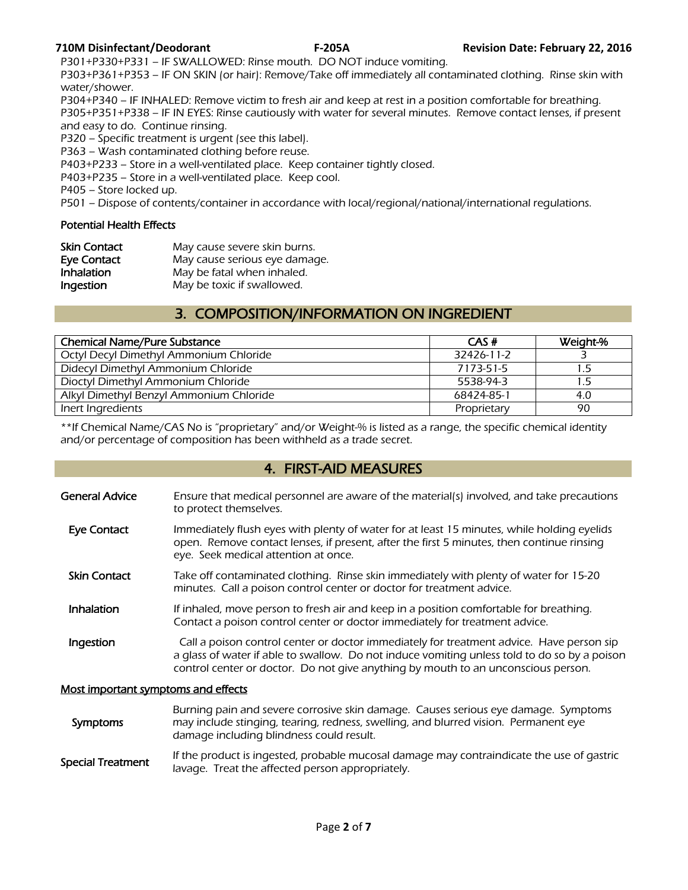P301+P330+P331 – IF SWALLOWED: Rinse mouth. DO NOT induce vomiting.
P303+P361+P353 – IF ON SKIN (or hair): Remove/Take off immediately all contaminated clothing. Rinse skin with water/shower.
P304+P340 – IF INHALED: Remove victim to fresh air and keep at rest in a position comfortable for breathing.
P305+P351+P338 – IF IN EYES: Rinse cautiously with water for several minutes. Remove contact lenses, if present and easy to do. Continue rinsing.
P320 – Specific treatment is urgent (see this label).
P363 – Wash contaminated clothing before reuse.
P403+P233 – Store in a well-ventilated place. Keep container tightly closed.
P403+P235 – Store in a well-ventilated place. Keep cool.
P405 – Store locked up.
P501 – Dispose of contents/container in accordance with local/regional/national/international regulations.

### Potential Health Effects

| | |
|---|---|
| **Skin Contact** | May cause severe skin burns. |
| **Eye Contact** | May cause serious eye damage. |
| **Inhalation** | May be fatal when inhaled. |
| **Ingestion** | May be toxic if swallowed. |

## 3. COMPOSITION/INFORMATION ON INGREDIENT

| Chemical Name/Pure Substance | CAS # | Weight-% |
|---|---|---|
| Octyl Decyl Dimethyl Ammonium Chloride | 32426-11-2 | 3 |
| Didecyl Dimethyl Ammonium Chloride | 7173-51-5 | 1.5 |
| Dioctyl Dimethyl Ammonium Chloride | 5538-94-3 | 1.5 |
| Alkyl Dimethyl Benzyl Ammonium Chloride | 68424-85-1 | 4.0 |
| Inert Ingredients | Proprietary | 90 |

*\*\*If Chemical Name/CAS No is "proprietary" and/or Weight-% is listed as a range, the specific chemical identity and/or percentage of composition has been withheld as a trade secret.*

## 4. FIRST-AID MEASURES

**General Advice** Ensure that medical personnel are aware of the material(s) involved, and take precautions to protect themselves.

**Eye Contact** Immediately flush eyes with plenty of water for at least 15 minutes, while holding eyelids open. Remove contact lenses, if present, after the first 5 minutes, then continue rinsing eye. Seek medical attention at once.

**Skin Contact** Take off contaminated clothing. Rinse skin immediately with plenty of water for 15-20 minutes. Call a poison control center or doctor for treatment advice.

**Inhalation** If inhaled, move person to fresh air and keep in a position comfortable for breathing. Contact a poison control center or doctor immediately for treatment advice.

**Ingestion** Call a poison control center or doctor immediately for treatment advice. Have person sip a glass of water if able to swallow. Do not induce vomiting unless told to do so by a poison control center or doctor. Do not give anything by mouth to an unconscious person.

### Most important symptoms and effects

**Symptoms** Burning pain and severe corrosive skin damage. Causes serious eye damage. Symptoms may include stinging, tearing, redness, swelling, and blurred vision. Permanent eye damage including blindness could result.

**Special Treatment** If the product is ingested, probable mucosal damage may contraindicate the use of gastric lavage. Treat the affected person appropriately.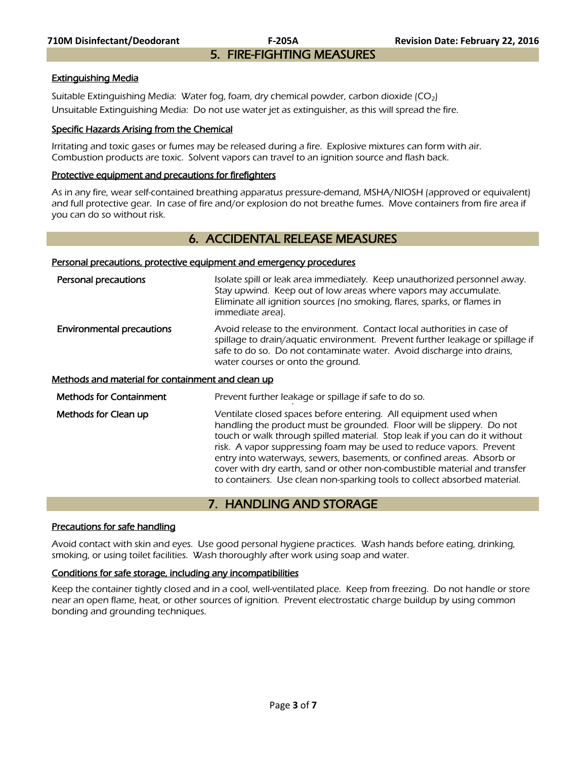## 5. FIRE-FIGHTING MEASURES

### Extinguishing Media

Suitable Extinguishing Media: Water fog, foam, dry chemical powder, carbon dioxide ($CO_2$)

Unsuitable Extinguishing Media: Do not use water jet as extinguisher, as this will spread the fire.

### Specific Hazards Arising from the Chemical

Irritating and toxic gases or fumes may be released during a fire. Explosive mixtures can form with air. Combustion products are toxic. Solvent vapors can travel to an ignition source and flash back.

### Protective equipment and precautions for firefighters

As in any fire, wear self-contained breathing apparatus pressure-demand, MSHA/NIOSH (approved or equivalent) and full protective gear. In case of fire and/or explosion do not breathe fumes. Move containers from fire area if you can do so without risk.

## 6. ACCIDENTAL RELEASE MEASURES

### Personal precautions, protective equipment and emergency procedures

| | |
|---|---|
| **Personal precautions** | Isolate spill or leak area immediately. Keep unauthorized personnel away. Stay upwind. Keep out of low areas where vapors may accumulate. Eliminate all ignition sources (no smoking, flares, sparks, or flames in immediate area). |
| **Environmental precautions** | Avoid release to the environment. Contact local authorities in case of spillage to drain/aquatic environment. Prevent further leakage or spillage if safe to do so. Do not contaminate water. Avoid discharge into drains, water courses or onto the ground. |

### Methods and material for containment and clean up

| | |
|---|---|
| **Methods for Containment** | Prevent further leakage or spillage if safe to do so. |
| **Methods for Clean up** | Ventilate closed spaces before entering. All equipment used when handling the product must be grounded. Floor will be slippery. Do not touch or walk through spilled material. Stop leak if you can do it without risk. A vapor suppressing foam may be used to reduce vapors. Prevent entry into waterways, sewers, basements, or confined areas. Absorb or cover with dry earth, sand or other non-combustible material and transfer to containers. Use clean non-sparking tools to collect absorbed material. |

## 7. HANDLING AND STORAGE

### Precautions for safe handling

Avoid contact with skin and eyes. Use good personal hygiene practices. Wash hands before eating, drinking, smoking, or using toilet facilities. Wash thoroughly after work using soap and water.

### Conditions for safe storage, including any incompatibilities

Keep the container tightly closed and in a cool, well-ventilated place. Keep from freezing. Do not handle or store near an open flame, heat, or other sources of ignition. Prevent electrostatic charge buildup by using common bonding and grounding techniques.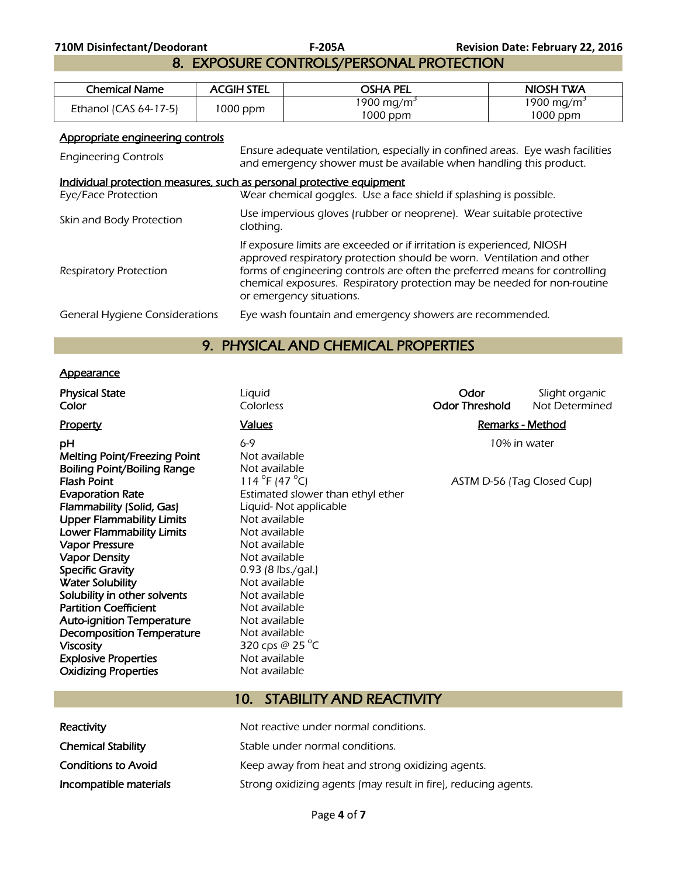## 8. EXPOSURE CONTROLS/PERSONAL PROTECTION

| Chemical Name | ACGIH STEL | OSHA PEL | NIOSH TWA |
|---|---|---|---|
| Ethanol (CAS 64-17-5) | 1000 ppm | 1900 $mg/m^3$<br>1000 ppm | 1900 $mg/m^3$<br>1000 ppm |

**Appropriate engineering controls**

| | |
|---|---|
| Engineering Controls | Ensure adequate ventilation, especially in confined areas. Eye wash facilities and emergency shower must be available when handling this product. |

**Individual protection measures, such as personal protective equipment**

| | |
|---|---|
| Eye/Face Protection | Wear chemical goggles. Use a face shield if splashing is possible. |
| Skin and Body Protection | Use impervious gloves (rubber or neoprene). Wear suitable protective clothing. |
| Respiratory Protection | If exposure limits are exceeded or if irritation is experienced, NIOSH approved respiratory protection should be worn. Ventilation and other forms of engineering controls are often the preferred means for controlling chemical exposures. Respiratory protection may be needed for non-routine or emergency situations. |
| General Hygiene Considerations | Eye wash fountain and emergency showers are recommended. |

## 9. PHYSICAL AND CHEMICAL PROPERTIES

**Appearance**

| | | | |
|---|---|---|---|
| **Physical State** | Liquid | **Odor** | Slight organic |
| **Color** | Colorless | **Odor Threshold** | Not Determined |

| **Property** | **Values** | **Remarks - Method** |
|---|---|---|
| **pH** | 6-9 | 10% in water |
| **Melting Point/Freezing Point** | Not available | |
| **Boiling Point/Boiling Range** | Not available | |
| **Flash Point** | 114 °F (47 °C) | ASTM D-56 (Tag Closed Cup) |
| **Evaporation Rate** | Estimated slower than ethyl ether | |
| **Flammability (Solid, Gas)** | Liquid- Not applicable | |
| **Upper Flammability Limits** | Not available | |
| **Lower Flammability Limits** | Not available | |
| **Vapor Pressure** | Not available | |
| **Vapor Density** | Not available | |
| **Specific Gravity** | 0.93 (8 lbs./gal.) | |
| **Water Solubility** | Not available | |
| **Solubility in other solvents** | Not available | |
| **Partition Coefficient** | Not available | |
| **Auto-ignition Temperature** | Not available | |
| **Decomposition Temperature** | Not available | |
| **Viscosity** | 320 cps @ 25 °C | |
| **Explosive Properties** | Not available | |
| **Oxidizing Properties** | Not available | |

## 10. STABILITY AND REACTIVITY

| | |
|---|---|
| **Reactivity** | Not reactive under normal conditions. |
| **Chemical Stability** | Stable under normal conditions. |
| **Conditions to Avoid** | Keep away from heat and strong oxidizing agents. |
| **Incompatible materials** | Strong oxidizing agents (may result in fire), reducing agents. |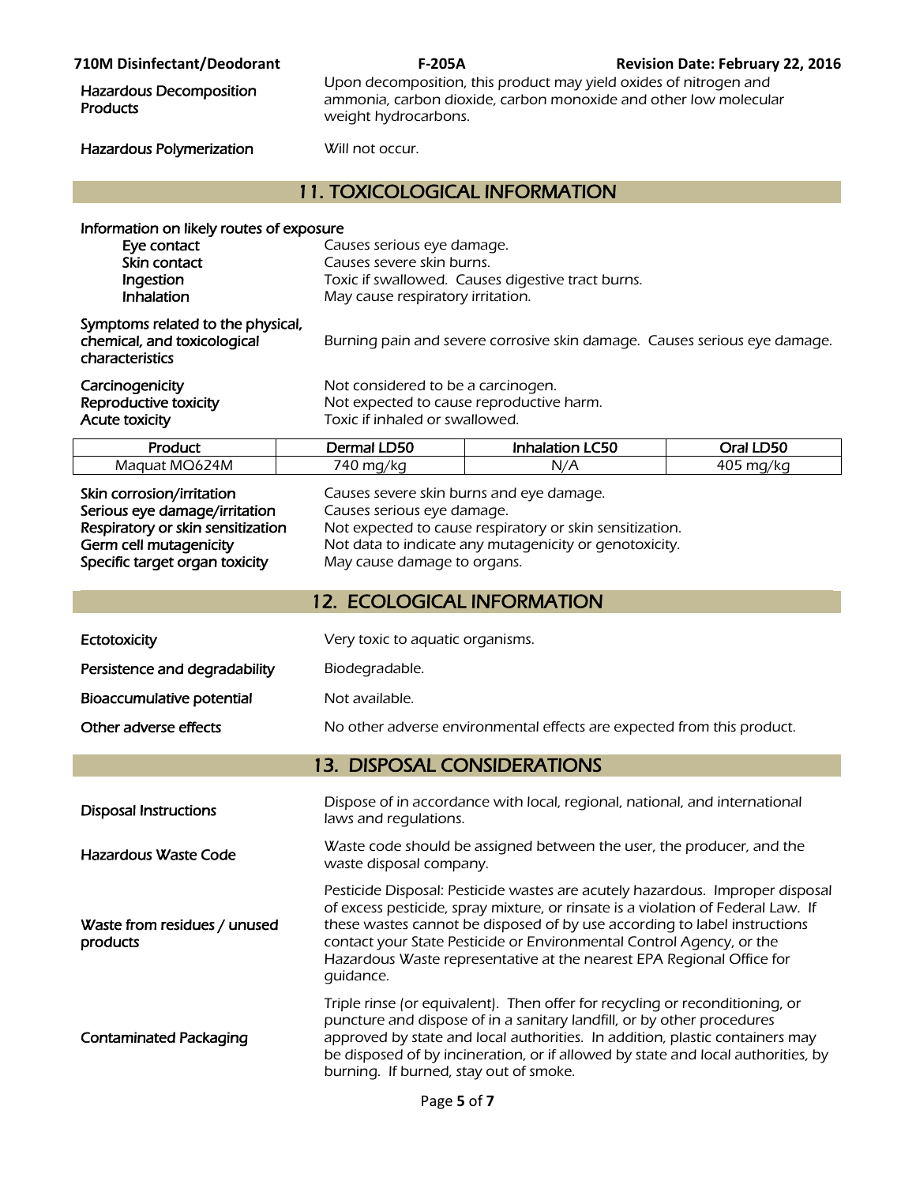| | |
|---|---|
| **Hazardous Decomposition Products** | Upon decomposition, this product may yield oxides of nitrogen and ammonia, carbon dioxide, carbon monoxide and other low molecular weight hydrocarbons. |
| **Hazardous Polymerization** | Will not occur. |

## 11. TOXICOLOGICAL INFORMATION

**Information on likely routes of exposure**

| | |
|---|---|
| **Eye contact** | Causes serious eye damage. |
| **Skin contact** | Causes severe skin burns. |
| **Ingestion** | Toxic if swallowed. Causes digestive tract burns. |
| **Inhalation** | May cause respiratory irritation. |

| | |
|---|---|
| **Symptoms related to the physical, chemical, and toxicological characteristics** | Burning pain and severe corrosive skin damage. Causes serious eye damage. |
| **Carcinogenicity** | Not considered to be a carcinogen. |
| **Reproductive toxicity** | Not expected to cause reproductive harm. |
| **Acute toxicity** | Toxic if inhaled or swallowed. |

| Product | Dermal LD50 | Inhalation LC50 | Oral LD50 |
|---|---|---|---|
| Maquat MQ624M | 740 mg/kg | N/A | 405 mg/kg |

| | |
|---|---|
| **Skin corrosion/irritation** | Causes severe skin burns and eye damage. |
| **Serious eye damage/irritation** | Causes serious eye damage. |
| **Respiratory or skin sensitization** | Not expected to cause respiratory or skin sensitization. |
| **Germ cell mutagenicity** | Not data to indicate any mutagenicity or genotoxicity. |
| **Specific target organ toxicity** | May cause damage to organs. |

## 12. ECOLOGICAL INFORMATION

| | |
|---|---|
| **Ectotoxicity** | Very toxic to aquatic organisms. |
| **Persistence and degradability** | Biodegradable. |
| **Bioaccumulative potential** | Not available. |
| **Other adverse effects** | No other adverse environmental effects are expected from this product. |

## 13. DISPOSAL CONSIDERATIONS

| | |
|---|---|
| **Disposal Instructions** | Dispose of in accordance with local, regional, national, and international laws and regulations. |
| **Hazardous Waste Code** | Waste code should be assigned between the user, the producer, and the waste disposal company. |
| **Waste from residues / unused products** | Pesticide Disposal: Pesticide wastes are acutely hazardous. Improper disposal of excess pesticide, spray mixture, or rinsate is a violation of Federal Law. If these wastes cannot be disposed of by use according to label instructions contact your State Pesticide or Environmental Control Agency, or the Hazardous Waste representative at the nearest EPA Regional Office for guidance. |
| **Contaminated Packaging** | Triple rinse (or equivalent). Then offer for recycling or reconditioning, or puncture and dispose of in a sanitary landfill, or by other procedures approved by state and local authorities. In addition, plastic containers may be disposed of by incineration, or if allowed by state and local authorities, by burning. If burned, stay out of smoke. |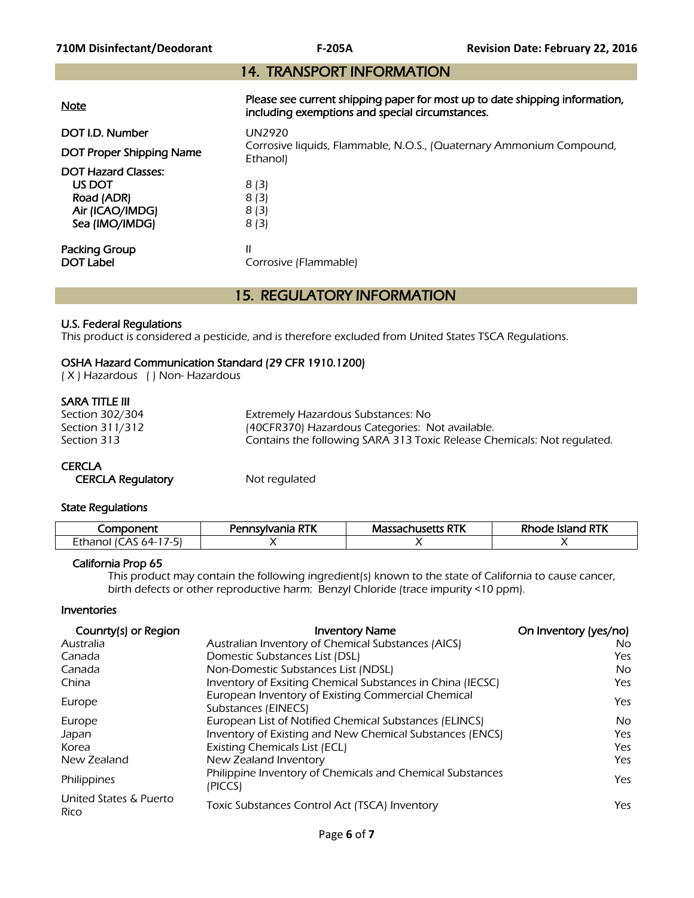## 14. TRANSPORT INFORMATION

**Note** — **Please see current shipping paper for most up to date shipping information, including exemptions and special circumstances.**

**DOT I.D. Number** — UN2920

**DOT Proper Shipping Name** — Corrosive liquids, Flammable, N.O.S., (Quaternary Ammonium Compound, Ethanol)

**DOT Hazard Classes:**

- **US DOT** — 8 (3)
- **Road (ADR)** — 8 (3)
- **Air (ICAO/IMDG)** — 8 (3)
- **Sea (IMO/IMDG)** — 8 (3)

**Packing Group** — II

**DOT Label** — Corrosive (Flammable)

## 15. REGULATORY INFORMATION

**U.S. Federal Regulations**

This product is considered a pesticide, and is therefore excluded from United States TSCA Regulations.

**OSHA Hazard Communication Standard (29 CFR 1910.1200)**

( X ) Hazardous ( ) Non- Hazardous

**SARA TITLE III**

Section 302/304 — Extremely Hazardous Substances: No

Section 311/312 — (40CFR370) Hazardous Categories: Not available.

Section 313 — Contains the following SARA 313 Toxic Release Chemicals: Not regulated.

**CERCLA**

**CERCLA Regulatory** — Not regulated

**State Regulations**

| Component | Pennsylvania RTK | Massachusetts RTK | Rhode Island RTK |
|---|---|---|---|
| Ethanol (CAS 64-17-5) | X | X | X |

**California Prop 65**

This product may contain the following ingredient(s) known to the state of California to cause cancer, birth defects or other reproductive harm: Benzyl Chloride (trace impurity <10 ppm).

**Inventories**

| Counrty(s) or Region | Inventory Name | On Inventory (yes/no) |
|---|---|---|
| Australia | Australian Inventory of Chemical Substances (AICS) | No |
| Canada | Domestic Substances List (DSL) | Yes |
| Canada | Non-Domestic Substances List (NDSL) | No |
| China | Inventory of Exsiting Chemical Substances in China (IECSC) | Yes |
| Europe | European Inventory of Existing Commercial Chemical Substances (EINECS) | Yes |
| Europe | European List of Notified Chemical Substances (ELINCS) | No |
| Japan | Inventory of Existing and New Chemical Substances (ENCS) | Yes |
| Korea | Existing Chemicals List (ECL) | Yes |
| New Zealand | New Zealand Inventory | Yes |
| Philippines | Philippine Inventory of Chemicals and Chemical Substances (PICCS) | Yes |
| United States & Puerto Rico | Toxic Substances Control Act (TSCA) Inventory | Yes |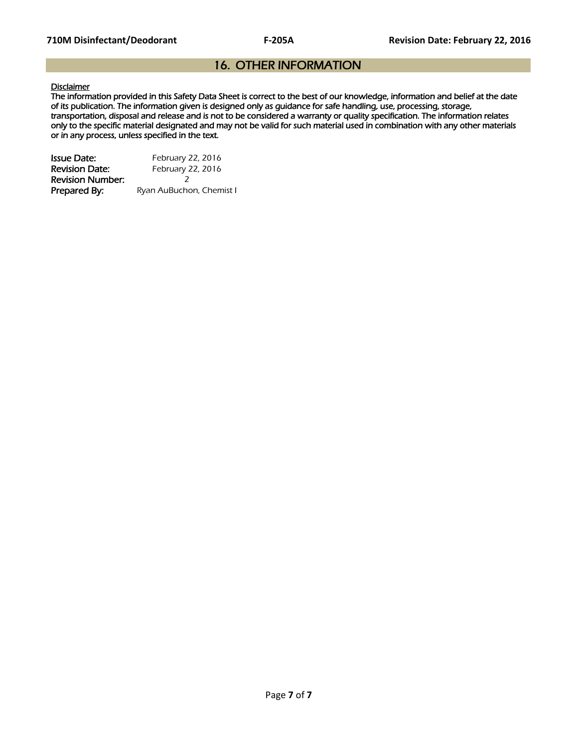## 16. OTHER INFORMATION

Disclaimer

The information provided in this Safety Data Sheet is correct to the best of our knowledge, information and belief at the date of its publication. The information given is designed only as guidance for safe handling, use, processing, storage, transportation, disposal and release and is not to be considered a warranty or quality specification. The information relates only to the specific material designated and may not be valid for such material used in combination with any other materials or in any process, unless specified in the text.

| | |
|---|---|
| **Issue Date:** | February 22, 2016 |
| **Revision Date:** | February 22, 2016 |
| **Revision Number:** | 2 |
| **Prepared By:** | Ryan AuBuchon, Chemist I |